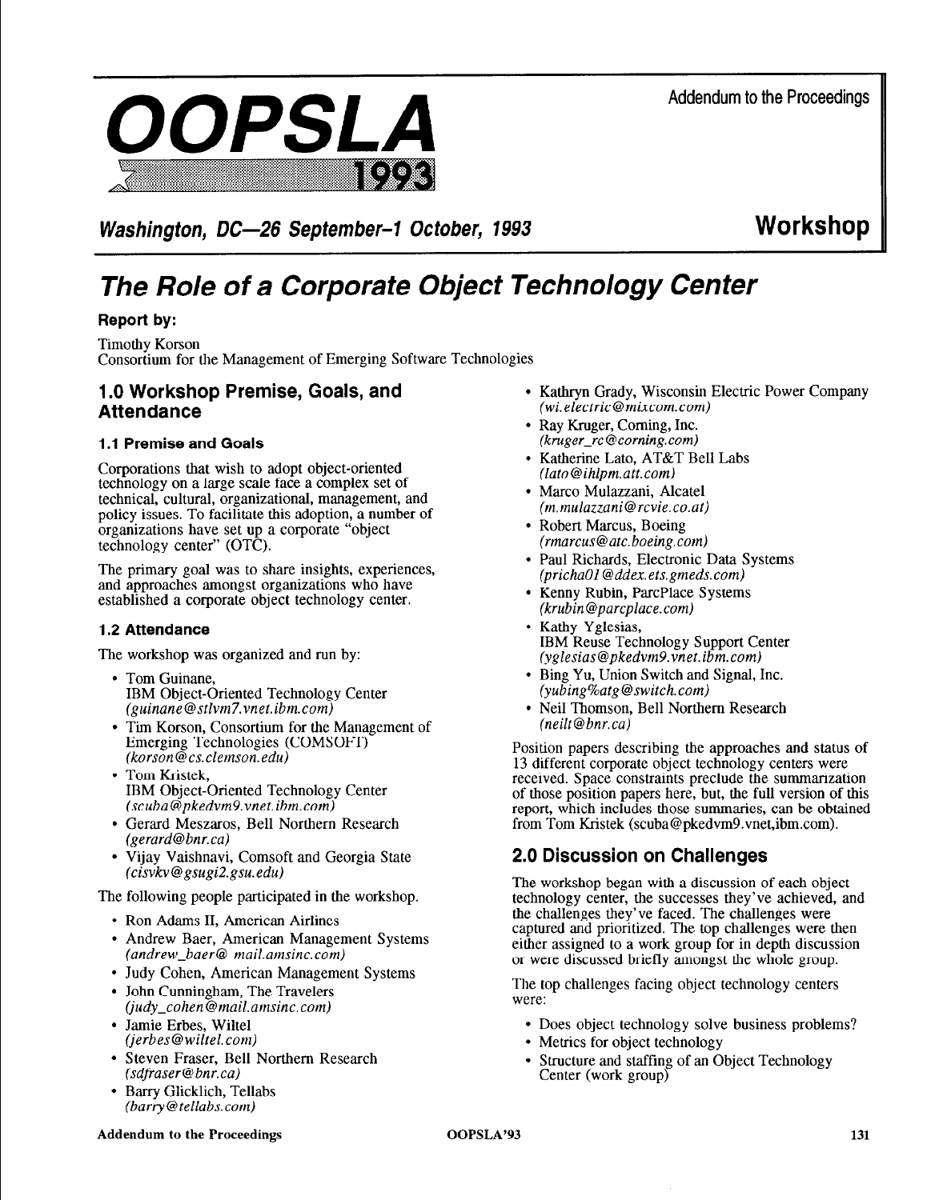# OOPSLA 1993

Addendum to the Proceedings

**Washington, DC—26 September-1 October, 1993**

**Workshop**

# The Role of a Corporate Object Technology Center

**Report by:**

Timothy Korson
Consortium for the Management of Emerging Software Technologies

## 1.0 Workshop Premise, Goals, and Attendance

### 1.1 Premise and Goals

Corporations that wish to adopt object-oriented technology on a large scale face a complex set of technical, cultural, organizational, management, and policy issues. To facilitate this adoption, a number of organizations have set up a corporate "object technology center" (OTC).

The primary goal was to share insights, experiences, and approaches amongst organizations who have established a corporate object technology center.

### 1.2 Attendance

The workshop was organized and run by:

- Tom Guinane, IBM Object-Oriented Technology Center *(guinane@stlvm7.vnet.ibm.com)*
- Tim Korson, Consortium for the Management of Emerging Technologies (COMSOFT) *(korson@cs.clemson.edu)*
- Tom Kristek, IBM Object-Oriented Technology Center *(scuba@pkedvm9.vnet.ibm.com)*
- Gerard Meszaros, Bell Northern Research *(gerard@bnr.ca)*
- Vijay Vaishnavi, Comsoft and Georgia State *(cisvkv@gsugi2.gsu.edu)*

The following people participated in the workshop.

- Ron Adams II, American Airlines
- Andrew Baer, American Management Systems *(andrew_baer@ mail.amsinc.com)*
- Judy Cohen, American Management Systems
- John Cunningham, The Travelers *(judy_cohen@mail.amsinc.com)*
- Jamie Erbes, Wiltel *(jerbes@wiltel.com)*
- Steven Fraser, Bell Northern Research *(sdfraser@bnr.ca)*
- Barry Glicklich, Tellabs *(barry@tellabs.com)*
- Kathryn Grady, Wisconsin Electric Power Company *(wi.electric@mixcom.com)*
- Ray Kruger, Corning, Inc. *(kruger_rc@corning.com)*
- Katherine Lato, AT&T Bell Labs *(lato@ihlpm.att.com)*
- Marco Mulazzani, Alcatel *(m.mulazzani@rcvie.co.at)*
- Robert Marcus, Boeing *(rmarcus@atc.boeing.com)*
- Paul Richards, Electronic Data Systems *(pricha01@ddex.ets.gmeds.com)*
- Kenny Rubin, ParcPlace Systems *(krubin@parcplace.com)*
- Kathy Yglesias, IBM Reuse Technology Support Center *(yglesias@pkedvm9.vnet.ibm.com)*
- Bing Yu, Union Switch and Signal, Inc. *(yubing%atg@switch.com)*
- Neil Thomson, Bell Northern Research *(neilt@bnr.ca)*

Position papers describing the approaches and status of 13 different corporate object technology centers were received. Space constraints preclude the summarization of those position papers here, but, the full version of this report, which includes those summaries, can be obtained from Tom Kristek (scuba@pkedvm9.vnet,ibm.com).

## 2.0 Discussion on Challenges

The workshop began with a discussion of each object technology center, the successes they've achieved, and the challenges they've faced. The challenges were captured and prioritized. The top challenges were then either assigned to a work group for in depth discussion or were discussed briefly amongst the whole group.

The top challenges facing object technology centers were:

- Does object technology solve business problems?
- Metrics for object technology
- Structure and staffing of an Object Technology Center (work group)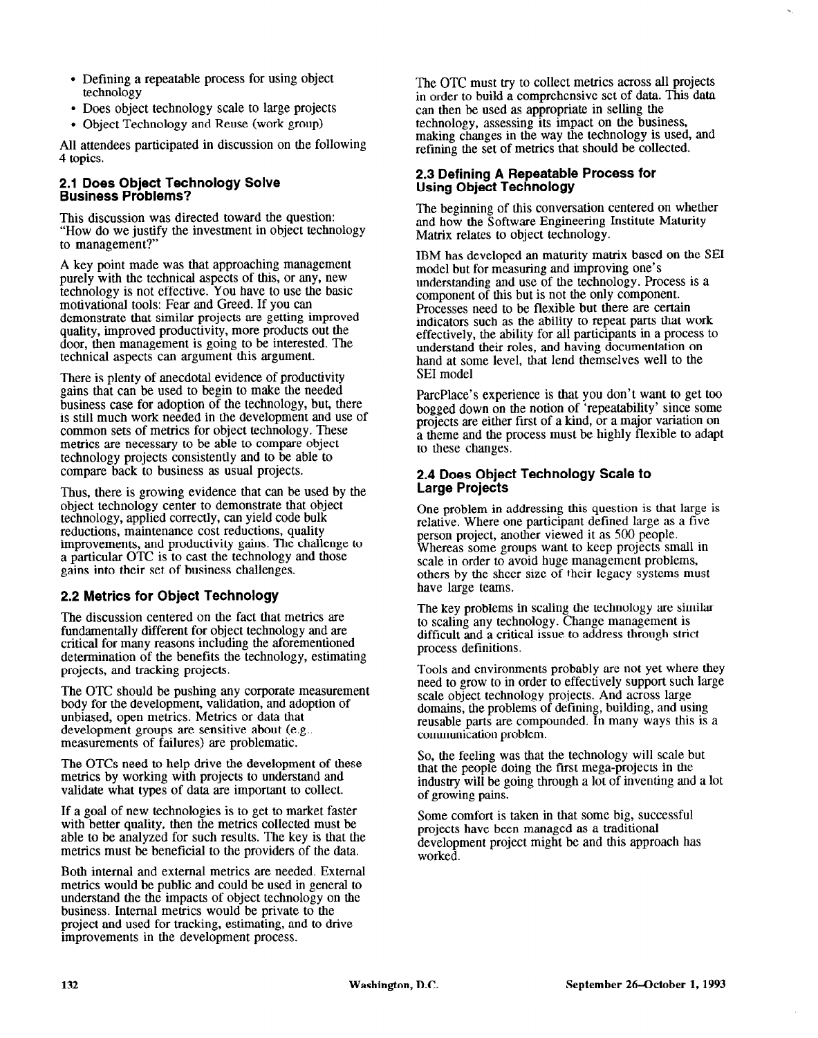- Defining a repeatable process for using object technology
- Does object technology scale to large projects
- Object Technology and Reuse (work group)

All attendees participated in discussion on the following 4 topics.

### 2.1 Does Object Technology Solve Business Problems?

This discussion was directed toward the question: "How do we justify the investment in object technology to management?"

A key point made was that approaching management purely with the technical aspects of this, or any, new technology is not effective. You have to use the basic motivational tools: Fear and Greed. If you can demonstrate that similar projects are getting improved quality, improved productivity, more products out the door, then management is going to be interested. The technical aspects can argument this argument.

There is plenty of anecdotal evidence of productivity gains that can be used to begin to make the needed business case for adoption of the technology, but, there is still much work needed in the development and use of common sets of metrics for object technology. These metrics are necessary to be able to compare object technology projects consistently and to be able to compare back to business as usual projects.

Thus, there is growing evidence that can be used by the object technology center to demonstrate that object technology, applied correctly, can yield code bulk reductions, maintenance cost reductions, quality improvements, and productivity gains. The challenge to a particular OTC is to cast the technology and those gains into their set of business challenges.

### 2.2 Metrics for Object Technology

The discussion centered on the fact that metrics are fundamentally different for object technology and are critical for many reasons including the aforementioned determination of the benefits the technology, estimating projects, and tracking projects.

The OTC should be pushing any corporate measurement body for the development, validation, and adoption of unbiased, open metrics. Metrics or data that development groups are sensitive about (e.g. measurements of failures) are problematic.

The OTCs need to help drive the development of these metrics by working with projects to understand and validate what types of data are important to collect.

If a goal of new technologies is to get to market faster with better quality, then the metrics collected must be able to be analyzed for such results. The key is that the metrics must be beneficial to the providers of the data.

Both internal and external metrics are needed. External metrics would be public and could be used in general to understand the the impacts of object technology on the business. Internal metrics would be private to the project and used for tracking, estimating, and to drive improvements in the development process.

The OTC must try to collect metrics across all projects in order to build a comprehensive set of data. This data can then be used as appropriate in selling the technology, assessing its impact on the business, making changes in the way the technology is used, and refining the set of metrics that should be collected.

### 2.3 Defining A Repeatable Process for Using Object Technology

The beginning of this conversation centered on whether and how the Software Engineering Institute Maturity Matrix relates to object technology.

IBM has developed an maturity matrix based on the SEI model but for measuring and improving one's understanding and use of the technology. Process is a component of this but is not the only component. Processes need to be flexible but there are certain indicators such as the ability to repeat parts that work effectively, the ability for all participants in a process to understand their roles, and having documentation on hand at some level, that lend themselves well to the SEI model

ParcPlace's experience is that you don't want to get too bogged down on the notion of 'repeatability' since some projects are either first of a kind, or a major variation on a theme and the process must be highly flexible to adapt to these changes.

### 2.4 Does Object Technology Scale to Large Projects

One problem in addressing this question is that large is relative. Where one participant defined large as a five person project, another viewed it as 500 people. Whereas some groups want to keep projects small in scale in order to avoid huge management problems, others by the sheer size of their legacy systems must have large teams.

The key problems in scaling the technology are similar to scaling any technology. Change management is difficult and a critical issue to address through strict process definitions.

Tools and environments probably are not yet where they need to grow to in order to effectively support such large scale object technology projects. And across large domains, the problems of defining, building, and using reusable parts are compounded. In many ways this is a communication problem.

So, the feeling was that the technology will scale but that the people doing the first mega-projects in the industry will be going through a lot of inventing and a lot of growing pains.

Some comfort is taken in that some big, successful projects have been managed as a traditional development project might be and this approach has worked.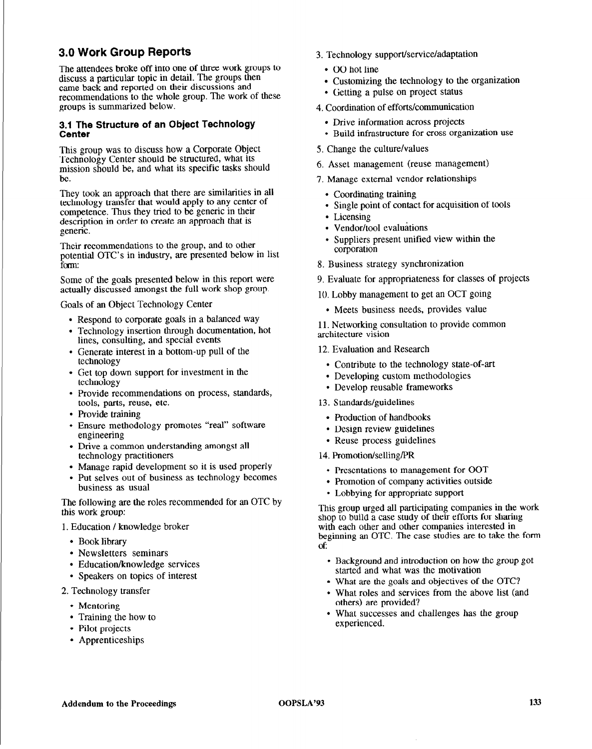## 3.0 Work Group Reports

The attendees broke off into one of three work groups to discuss a particular topic in detail. The groups then came back and reported on their discussions and recommendations to the whole group. The work of these groups is summarized below.

### 3.1 The Structure of an Object Technology Center

This group was to discuss how a Corporate Object Technology Center should be structured, what its mission should be, and what its specific tasks should be.

They took an approach that there are similarities in all technology transfer that would apply to any center of competence. Thus they tried to be generic in their description in order to create an approach that is generic.

Their recommendations to the group, and to other potential OTC's in industry, are presented below in list form:

Some of the goals presented below in this report were actually discussed amongst the full work shop group.

Goals of an Object Technology Center

- Respond to corporate goals in a balanced way
- Technology insertion through documentation, hot lines, consulting, and special events
- Generate interest in a bottom-up pull of the technology
- Get top down support for investment in the technology
- Provide recommendations on process, standards, tools, parts, reuse, etc.
- Provide training
- Ensure methodology promotes "real" software engineering
- Drive a common understanding amongst all technology practitioners
- Manage rapid development so it is used properly
- Put selves out of business as technology becomes business as usual

The following are the roles recommended for an OTC by this work group:

1. Education / knowledge broker
   - Book library
   - Newsletters seminars
   - Education/knowledge services
   - Speakers on topics of interest
2. Technology transfer
   - Mentoring
   - Training the how to
   - Pilot projects
   - Apprenticeships
3. Technology support/service/adaptation
   - OO hot line
   - Customizing the technology to the organization
   - Getting a pulse on project status
4. Coordination of efforts/communication
   - Drive information across projects
   - Build infrastructure for cross organization use
5. Change the culture/values
6. Asset management (reuse management)
7. Manage external vendor relationships
   - Coordinating training
   - Single point of contact for acquisition of tools
   - Licensing
   - Vendor/tool evaluations
   - Suppliers present unified view within the corporation
8. Business strategy synchronization
9. Evaluate for appropriateness for classes of projects
10. Lobby management to get an OCT going
    - Meets business needs, provides value
11. Networking consultation to provide common architecture vision
12. Evaluation and Research
    - Contribute to the technology state-of-art
    - Developing custom methodologies
    - Develop reusable frameworks
13. Standards/guidelines
    - Production of handbooks
    - Design review guidelines
    - Reuse process guidelines
14. Promotion/selling/PR
    - Presentations to management for OOT
    - Promotion of company activities outside
    - Lobbying for appropriate support

This group urged all participating companies in the work shop to build a case study of their efforts for sharing with each other and other companies interested in beginning an OTC. The case studies are to take the form of:

- Background and introduction on how the group got started and what was the motivation
- What are the goals and objectives of the OTC?
- What roles and services from the above list (and others) are provided?
- What successes and challenges has the group experienced.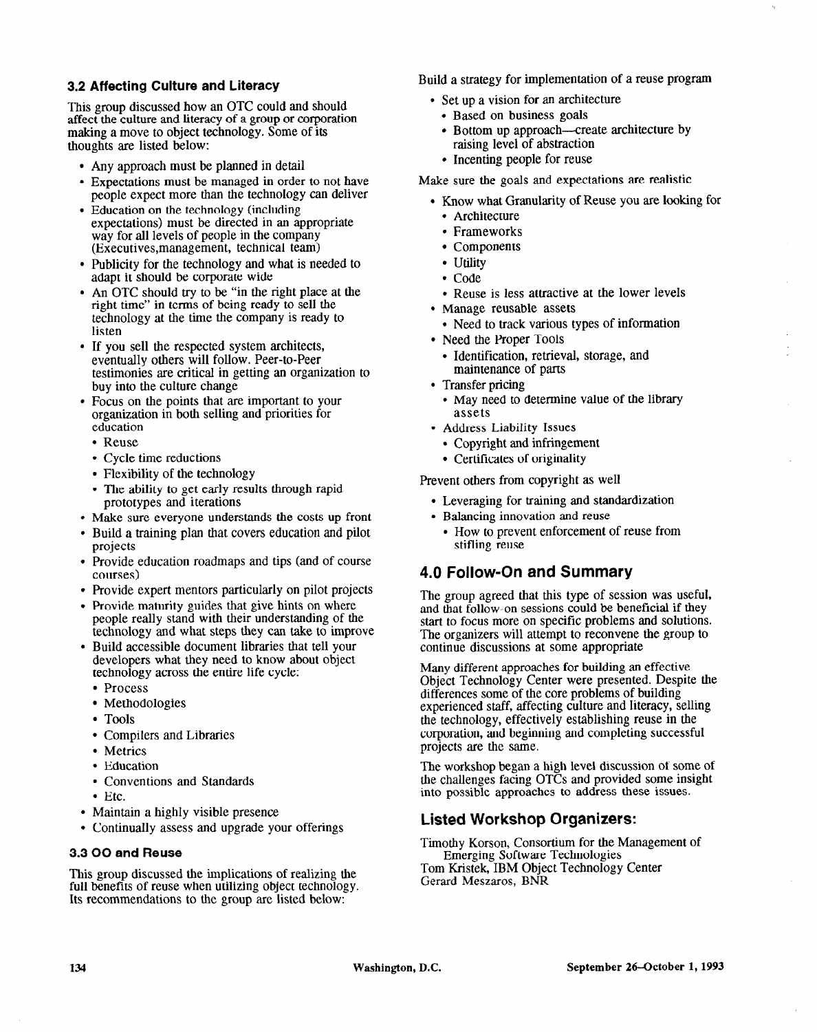### 3.2 Affecting Culture and Literacy

This group discussed how an OTC could and should affect the culture and literacy of a group or corporation making a move to object technology. Some of its thoughts are listed below:

- Any approach must be planned in detail
- Expectations must be managed in order to not have people expect more than the technology can deliver
- Education on the technology (including expectations) must be directed in an appropriate way for all levels of people in the company (Executives,management, technical team)
- Publicity for the technology and what is needed to adapt it should be corporate wide
- An OTC should try to be "in the right place at the right time" in terms of being ready to sell the technology at the time the company is ready to listen
- If you sell the respected system architects, eventually others will follow. Peer-to-Peer testimonies are critical in getting an organization to buy into the culture change
- Focus on the points that are important to your organization in both selling and priorities for education
  - Reuse
  - Cycle time reductions
  - Flexibility of the technology
  - The ability to get early results through rapid prototypes and iterations
- Make sure everyone understands the costs up front
- Build a training plan that covers education and pilot projects
- Provide education roadmaps and tips (and of course courses)
- Provide expert mentors particularly on pilot projects
- Provide maturity guides that give hints on where people really stand with their understanding of the technology and what steps they can take to improve
- Build accessible document libraries that tell your developers what they need to know about object technology across the entire life cycle:
  - Process
  - Methodologies
  - Tools
  - Compilers and Libraries
  - Metrics
  - Education
  - Conventions and Standards
  - Etc.
- Maintain a highly visible presence
- Continually assess and upgrade your offerings

### 3.3 OO and Reuse

This group discussed the implications of realizing the full benefits of reuse when utilizing object technology. Its recommendations to the group are listed below:

Build a strategy for implementation of a reuse program

- Set up a vision for an architecture
  - Based on business goals
  - Bottom up approach—create architecture by raising level of abstraction
  - Incenting people for reuse

Make sure the goals and expectations are realistic

- Know what Granularity of Reuse you are looking for
  - Architecture
  - Frameworks
  - Components
  - Utility
  - Code
  - Reuse is less attractive at the lower levels
- Manage reusable assets
  - Need to track various types of information
- Need the Proper Tools
  - Identification, retrieval, storage, and maintenance of parts
- Transfer pricing
  - May need to determine value of the library assets
- Address Liability Issues
  - Copyright and infringement
  - Certificates of originality

Prevent others from copyright as well

- Leveraging for training and standardization
- Balancing innovation and reuse
  - How to prevent enforcement of reuse from stifling reuse

## 4.0 Follow-On and Summary

The group agreed that this type of session was useful, and that follow-on sessions could be beneficial if they start to focus more on specific problems and solutions. The organizers will attempt to reconvene the group to continue discussions at some appropriate

Many different approaches for building an effective Object Technology Center were presented. Despite the differences some of the core problems of building experienced staff, affecting culture and literacy, selling the technology, effectively establishing reuse in the corporation, and beginning and completing successful projects are the same.

The workshop began a high level discussion of some of the challenges facing OTCs and provided some insight into possible approaches to address these issues.

### Listed Workshop Organizers:

Timothy Korson, Consortium for the Management of Emerging Software Technologies
Tom Kristek, IBM Object Technology Center
Gerard Meszaros, BNR